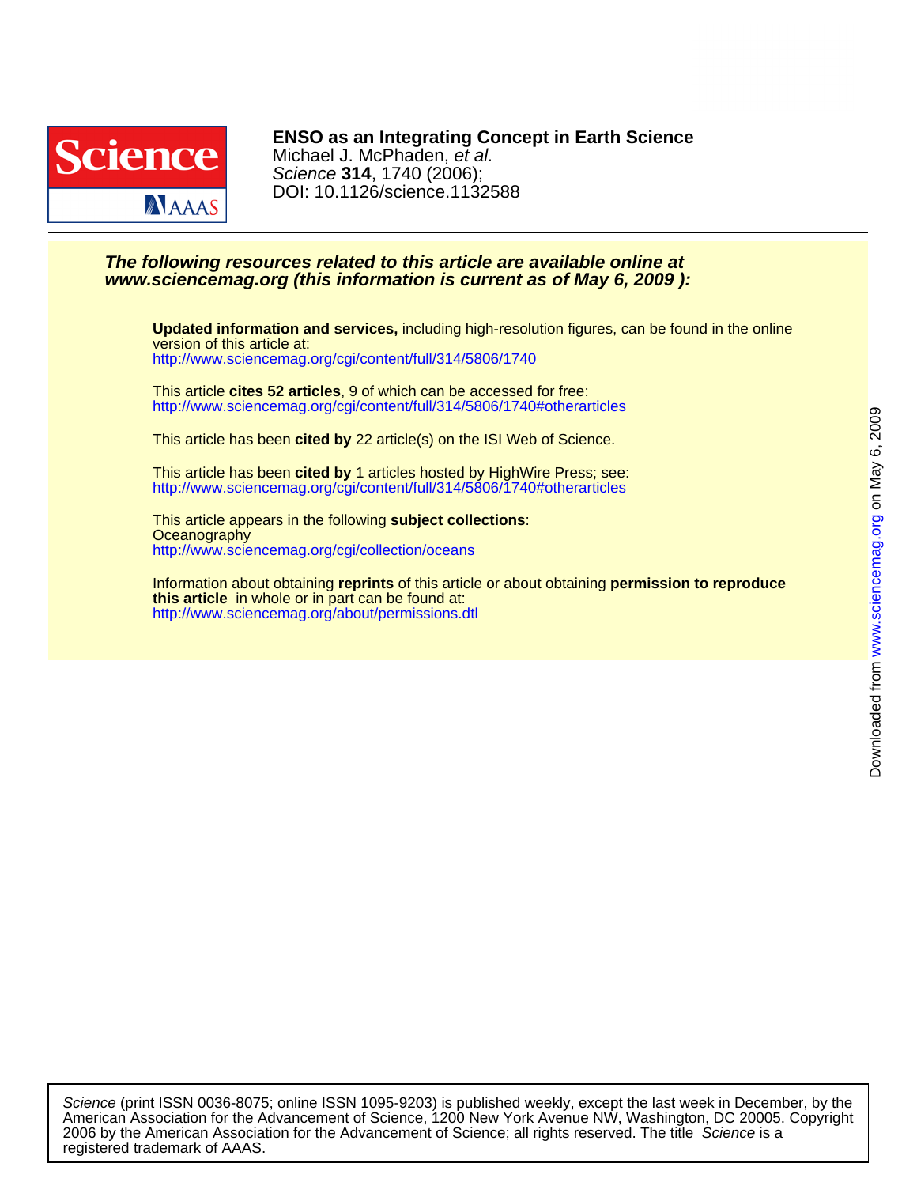**ENSO as an Integrating Concept in Earth Science**
Michael J. McPhaden, *et al.*
*Science* **314**, 1740 (2006);
DOI: 10.1126/science.1132588

***The following resources related to this article are available online at www.sciencemag.org (this information is current as of May 6, 2009 ):***

**Updated information and services,** including high-resolution figures, can be found in the online version of this article at:
http://www.sciencemag.org/cgi/content/full/314/5806/1740

This article **cites 52 articles**, 9 of which can be accessed for free:
http://www.sciencemag.org/cgi/content/full/314/5806/1740#otherarticles

This article has been **cited by** 22 article(s) on the ISI Web of Science.

This article has been **cited by** 1 articles hosted by HighWire Press; see:
http://www.sciencemag.org/cgi/content/full/314/5806/1740#otherarticles

This article appears in the following **subject collections**:
Oceanography
http://www.sciencemag.org/cgi/collection/oceans

Information about obtaining **reprints** of this article or about obtaining **permission to reproduce this article** in whole or in part can be found at:
http://www.sciencemag.org/about/permissions.dtl

Downloaded from www.sciencemag.org on May 6, 2009

*Science* (print ISSN 0036-8075; online ISSN 1095-9203) is published weekly, except the last week in December, by the American Association for the Advancement of Science, 1200 New York Avenue NW, Washington, DC 20005. Copyright 2006 by the American Association for the Advancement of Science; all rights reserved. The title *Science* is a registered trademark of AAAS.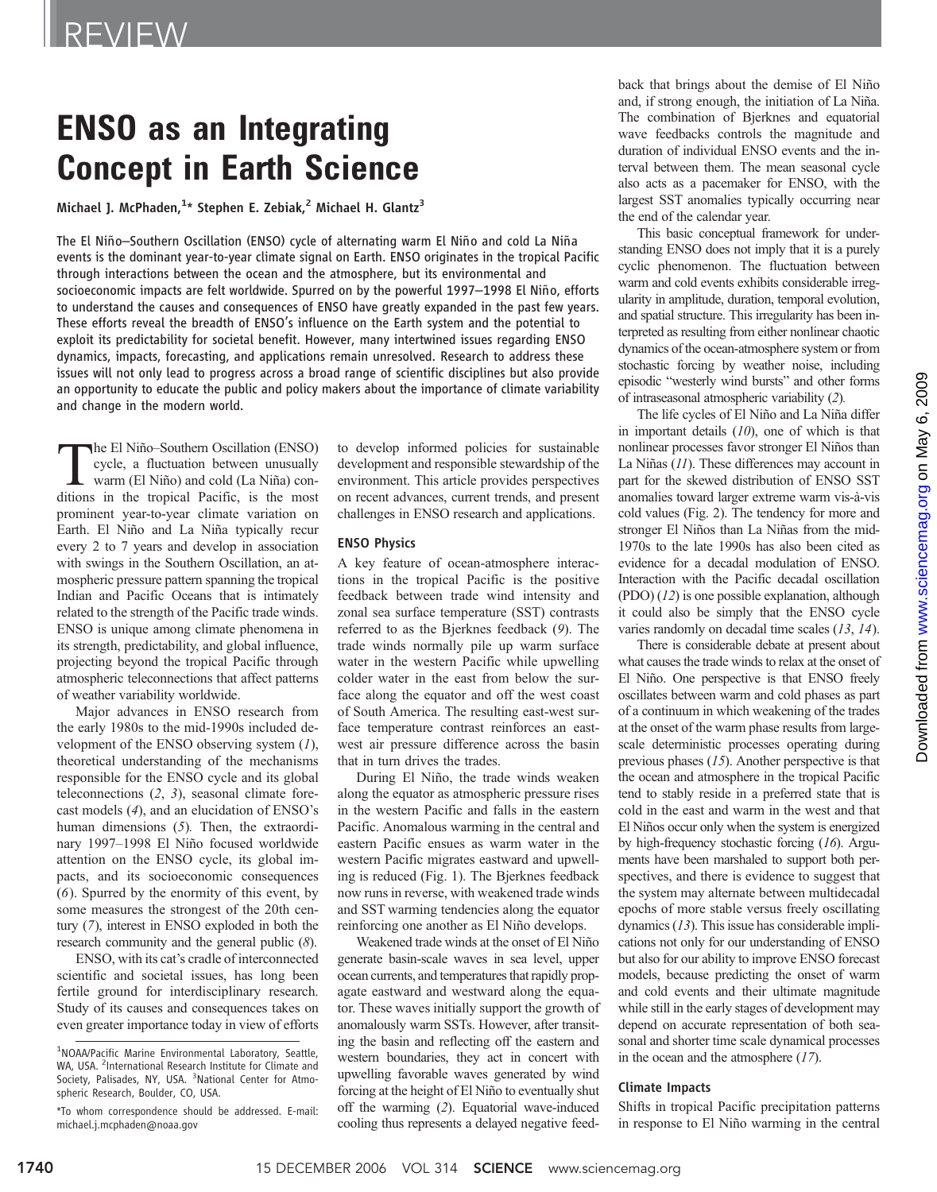# ENSO as an Integrating Concept in Earth Science

Michael J. McPhaden,[1]* Stephen E. Zebiak,[2] Michael H. Glantz[3]

The El Niño–Southern Oscillation (ENSO) cycle of alternating warm El Niño and cold La Niña events is the dominant year-to-year climate signal on Earth. ENSO originates in the tropical Pacific through interactions between the ocean and the atmosphere, but its environmental and socioeconomic impacts are felt worldwide. Spurred on by the powerful 1997–1998 El Niño, efforts to understand the causes and consequences of ENSO have greatly expanded in the past few years. These efforts reveal the breadth of ENSO's influence on the Earth system and the potential to exploit its predictability for societal benefit. However, many intertwined issues regarding ENSO dynamics, impacts, forecasting, and applications remain unresolved. Research to address these issues will not only lead to progress across a broad range of scientific disciplines but also provide an opportunity to educate the public and policy makers about the importance of climate variability and change in the modern world.

The El Niño–Southern Oscillation (ENSO) cycle, a fluctuation between unusually warm (El Niño) and cold (La Niña) conditions in the tropical Pacific, is the most prominent year-to-year climate variation on Earth. El Niño and La Niña typically recur every 2 to 7 years and develop in association with swings in the Southern Oscillation, an atmospheric pressure pattern spanning the tropical Indian and Pacific Oceans that is intimately related to the strength of the Pacific trade winds. ENSO is unique among climate phenomena in its strength, predictability, and global influence, projecting beyond the tropical Pacific through atmospheric teleconnections that affect patterns of weather variability worldwide.

Major advances in ENSO research from the early 1980s to the mid-1990s included development of the ENSO observing system (*1*), theoretical understanding of the mechanisms responsible for the ENSO cycle and its global teleconnections (*2*, *3*), seasonal climate forecast models (*4*), and an elucidation of ENSO's human dimensions (*5*). Then, the extraordinary 1997–1998 El Niño focused worldwide attention on the ENSO cycle, its global impacts, and its socioeconomic consequences (*6*). Spurred by the enormity of this event, by some measures the strongest of the 20th century (*7*), interest in ENSO exploded in both the research community and the general public (*8*).

ENSO, with its cat's cradle of interconnected scientific and societal issues, has long been fertile ground for interdisciplinary research. Study of its causes and consequences takes on even greater importance today in view of efforts to develop informed policies for sustainable development and responsible stewardship of the environment. This article provides perspectives on recent advances, current trends, and present challenges in ENSO research and applications.

## ENSO Physics

A key feature of ocean-atmosphere interactions in the tropical Pacific is the positive feedback between trade wind intensity and zonal sea surface temperature (SST) contrasts referred to as the Bjerknes feedback (*9*). The trade winds normally pile up warm surface water in the western Pacific while upwelling colder water in the east from below the surface along the equator and off the west coast of South America. The resulting east-west surface temperature contrast reinforces an east-west air pressure difference across the basin that in turn drives the trades.

During El Niño, the trade winds weaken along the equator as atmospheric pressure rises in the western Pacific and falls in the eastern Pacific. Anomalous warming in the central and eastern Pacific ensues as warm water in the western Pacific migrates eastward and upwelling is reduced (Fig. 1). The Bjerknes feedback now runs in reverse, with weakened trade winds and SST warming tendencies along the equator reinforcing one another as El Niño develops.

Weakened trade winds at the onset of El Niño generate basin-scale waves in sea level, upper ocean currents, and temperatures that rapidly propagate eastward and westward along the equator. These waves initially support the growth of anomalously warm SSTs. However, after transiting the basin and reflecting off the eastern and western boundaries, they act in concert with upwelling favorable waves generated by wind forcing at the height of El Niño to eventually shut off the warming (*2*). Equatorial wave-induced cooling thus represents a delayed negative feedback that brings about the demise of El Niño and, if strong enough, the initiation of La Niña. The combination of Bjerknes and equatorial wave feedbacks controls the magnitude and duration of individual ENSO events and the interval between them. The mean seasonal cycle also acts as a pacemaker for ENSO, with the largest SST anomalies typically occurring near the end of the calendar year.

This basic conceptual framework for understanding ENSO does not imply that it is a purely cyclic phenomenon. The fluctuation between warm and cold events exhibits considerable irregularity in amplitude, duration, temporal evolution, and spatial structure. This irregularity has been interpreted as resulting from either nonlinear chaotic dynamics of the ocean-atmosphere system or from stochastic forcing by weather noise, including episodic "westerly wind bursts" and other forms of intraseasonal atmospheric variability (*2*).

The life cycles of El Niño and La Niña differ in important details (*10*), one of which is that nonlinear processes favor stronger El Niños than La Niñas (*11*). These differences may account in part for the skewed distribution of ENSO SST anomalies toward larger extreme warm vis-à-vis cold values (Fig. 2). The tendency for more and stronger El Niños than La Niñas from the mid-1970s to the late 1990s has also been cited as evidence for a decadal modulation of ENSO. Interaction with the Pacific decadal oscillation (PDO) (*12*) is one possible explanation, although it could also be simply that the ENSO cycle varies randomly on decadal time scales (*13*, *14*).

There is considerable debate at present about what causes the trade winds to relax at the onset of El Niño. One perspective is that ENSO freely oscillates between warm and cold phases as part of a continuum in which weakening of the trades at the onset of the warm phase results from large-scale deterministic processes operating during previous phases (*15*). Another perspective is that the ocean and atmosphere in the tropical Pacific tend to stably reside in a preferred state that is cold in the east and warm in the west and that El Niños occur only when the system is energized by high-frequency stochastic forcing (*16*). Arguments have been marshaled to support both perspectives, and there is evidence to suggest that the system may alternate between multidecadal epochs of more stable versus freely oscillating dynamics (*13*). This issue has considerable implications not only for our understanding of ENSO but also for our ability to improve ENSO forecast models, because predicting the onset of warm and cold events and their ultimate magnitude while still in the early stages of development may depend on accurate representation of both seasonal and shorter time scale dynamical processes in the ocean and the atmosphere (*17*).

## Climate Impacts

Shifts in tropical Pacific precipitation patterns in response to El Niño warming in the central

---

[1]NOAA/Pacific Marine Environmental Laboratory, Seattle, WA, USA. [2]International Research Institute for Climate and Society, Palisades, NY, USA. [3]National Center for Atmospheric Research, Boulder, CO, USA.

*To whom correspondence should be addressed. E-mail: michael.j.mcphaden@noaa.gov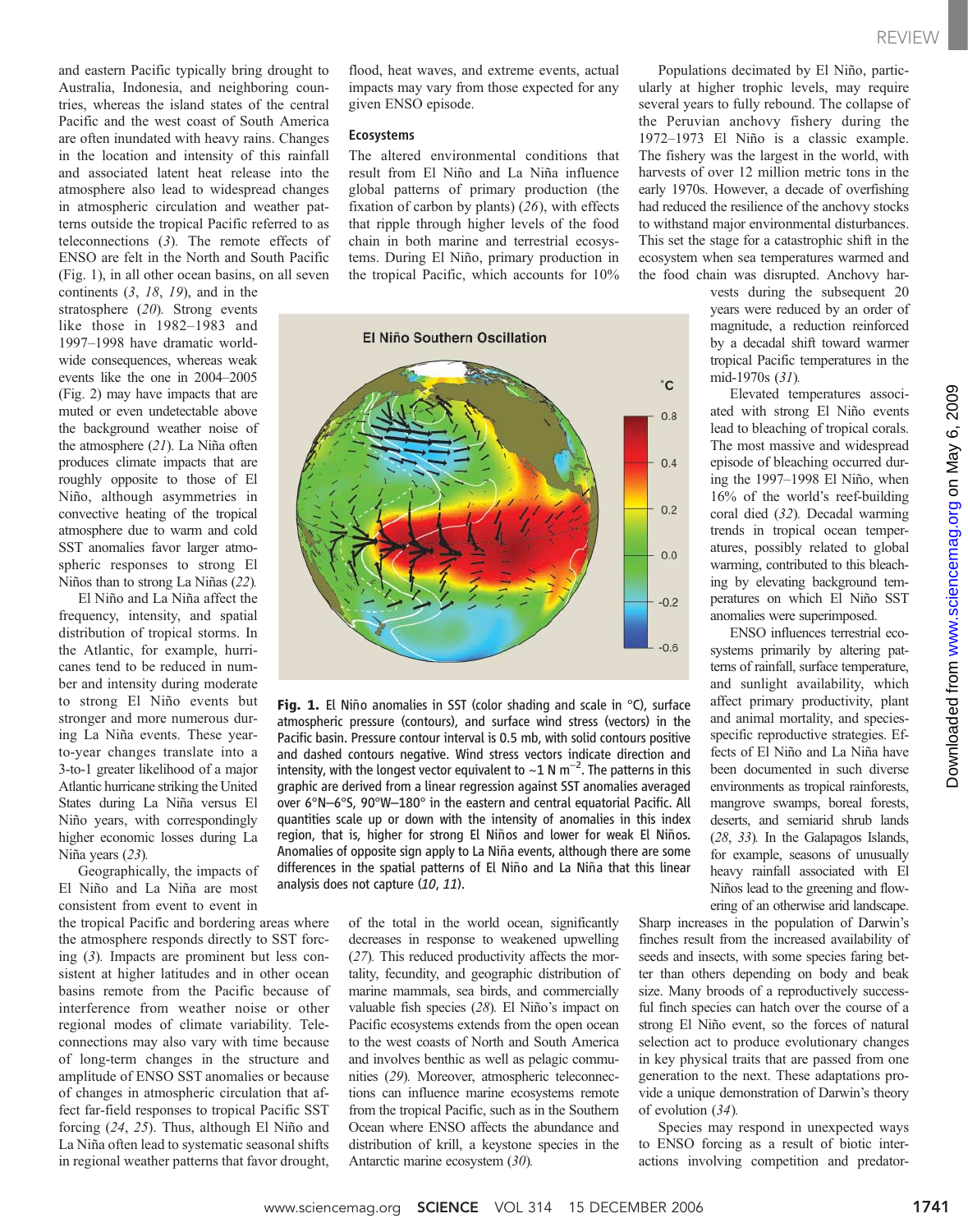and eastern Pacific typically bring drought to Australia, Indonesia, and neighboring countries, whereas the island states of the central Pacific and the west coast of South America are often inundated with heavy rains. Changes in the location and intensity of this rainfall and associated latent heat release into the atmosphere also lead to widespread changes in atmospheric circulation and weather patterns outside the tropical Pacific referred to as teleconnections (*3*). The remote effects of ENSO are felt in the North and South Pacific (Fig. 1), in all other ocean basins, on all seven continents (*3*, *18*, *19*), and in the stratosphere (*20*). Strong events like those in 1982–1983 and 1997–1998 have dramatic worldwide consequences, whereas weak events like the one in 2004–2005 (Fig. 2) may have impacts that are muted or even undetectable above the background weather noise of the atmosphere (*21*). La Niña often produces climate impacts that are roughly opposite to those of El Niño, although asymmetries in convective heating of the tropical atmosphere due to warm and cold SST anomalies favor larger atmospheric responses to strong El Niños than to strong La Niñas (*22*).

El Niño and La Niña affect the frequency, intensity, and spatial distribution of tropical storms. In the Atlantic, for example, hurricanes tend to be reduced in number and intensity during moderate to strong El Niño events but stronger and more numerous during La Niña events. These year-to-year changes translate into a 3-to-1 greater likelihood of a major Atlantic hurricane striking the United States during La Niña versus El Niño years, with correspondingly higher economic losses during La Niña years (*23*).

Geographically, the impacts of El Niño and La Niña are most consistent from event to event in the tropical Pacific and bordering areas where the atmosphere responds directly to SST forcing (*3*). Impacts are prominent but less consistent at higher latitudes and in other ocean basins remote from the Pacific because of interference from weather noise or other regional modes of climate variability. Teleconnections may also vary with time because of long-term changes in the structure and amplitude of ENSO SST anomalies or because of changes in atmospheric circulation that affect far-field responses to tropical Pacific SST forcing (*24*, *25*). Thus, although El Niño and La Niña often lead to systematic seasonal shifts in regional weather patterns that favor drought, flood, heat waves, and extreme events, actual impacts may vary from those expected for any given ENSO episode.

**Fig. 1.** El Niño anomalies in SST (color shading and scale in °C), surface atmospheric pressure (contours), and surface wind stress (vectors) in the Pacific basin. Pressure contour interval is 0.5 mb, with solid contours positive and dashed contours negative. Wind stress vectors indicate direction and intensity, with the longest vector equivalent to ~1 N m$^{-2}$. The patterns in this graphic are derived from a linear regression against SST anomalies averaged over 6°N–6°S, 90°W–180° in the eastern and central equatorial Pacific. All quantities scale up or down with the intensity of anomalies in this index region, that is, higher for strong El Niños and lower for weak El Niños. Anomalies of opposite sign apply to La Niña events, although there are some differences in the spatial patterns of El Niño and La Niña that this linear analysis does not capture (*10*, *11*).

### Ecosystems

The altered environmental conditions that result from El Niño and La Niña influence global patterns of primary production (the fixation of carbon by plants) (*26*), with effects that ripple through higher levels of the food chain in both marine and terrestrial ecosystems. During El Niño, primary production in the tropical Pacific, which accounts for 10% of the total in the world ocean, significantly decreases in response to weakened upwelling (*27*). This reduced productivity affects the mortality, fecundity, and geographic distribution of marine mammals, sea birds, and commercially valuable fish species (*28*). El Niño's impact on Pacific ecosystems extends from the open ocean to the west coasts of North and South America and involves benthic as well as pelagic communities (*29*). Moreover, atmospheric teleconnections can influence marine ecosystems remote from the tropical Pacific, such as in the Southern Ocean where ENSO affects the abundance and distribution of krill, a keystone species in the Antarctic marine ecosystem (*30*).

Populations decimated by El Niño, particularly at higher trophic levels, may require several years to fully rebound. The collapse of the Peruvian anchovy fishery during the 1972–1973 El Niño is a classic example. The fishery was the largest in the world, with harvests of over 12 million metric tons in the early 1970s. However, a decade of overfishing had reduced the resilience of the anchovy stocks to withstand major environmental disturbances. This set the stage for a catastrophic shift in the ecosystem when sea temperatures warmed and the food chain was disrupted. Anchovy harvests during the subsequent 20 years were reduced by an order of magnitude, a reduction reinforced by a decadal shift toward warmer tropical Pacific temperatures in the mid-1970s (*31*).

Elevated temperatures associated with strong El Niño events lead to bleaching of tropical corals. The most massive and widespread episode of bleaching occurred during the 1997–1998 El Niño, when 16% of the world's reef-building coral died (*32*). Decadal warming trends in tropical ocean temperatures, possibly related to global warming, contributed to this bleaching by elevating background temperatures on which El Niño SST anomalies were superimposed.

ENSO influences terrestrial ecosystems primarily by altering patterns of rainfall, surface temperature, and sunlight availability, which affect primary productivity, plant and animal mortality, and species-specific reproductive strategies. Effects of El Niño and La Niña have been documented in such diverse environments as tropical rainforests, mangrove swamps, boreal forests, deserts, and semiarid shrub lands (*28*, *33*). In the Galapagos Islands, for example, seasons of unusually heavy rainfall associated with El Niños lead to the greening and flowering of an otherwise arid landscape. Sharp increases in the population of Darwin's finches result from the increased availability of seeds and insects, with some species faring better than others depending on body and beak size. Many broods of a reproductively successful finch species can hatch over the course of a strong El Niño event, so the forces of natural selection act to produce evolutionary changes in key physical traits that are passed from one generation to the next. These adaptations provide a unique demonstration of Darwin's theory of evolution (*34*).

Species may respond in unexpected ways to ENSO forcing as a result of biotic interactions involving competition and predator-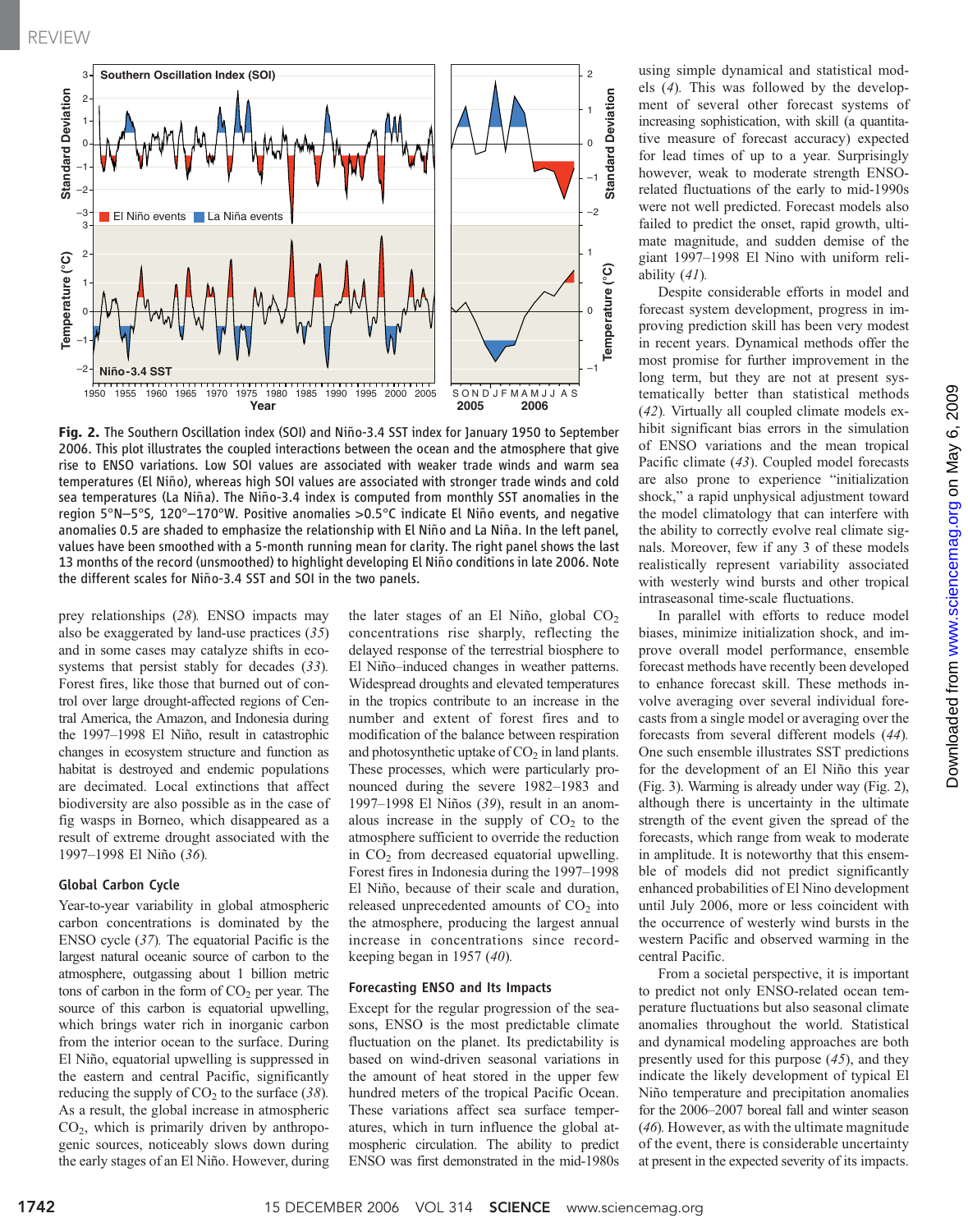**Fig. 2.** The Southern Oscillation index (SOI) and Niño-3.4 SST index for January 1950 to September 2006. This plot illustrates the coupled interactions between the ocean and the atmosphere that give rise to ENSO variations. Low SOI values are associated with weaker trade winds and warm sea temperatures (El Niño), whereas high SOI values are associated with stronger trade winds and cold sea temperatures (La Niña). The Niño-3.4 index is computed from monthly SST anomalies in the region 5°N–5°S, 120°–170°W. Positive anomalies >0.5°C indicate El Niño events, and negative anomalies 0.5 are shaded to emphasize the relationship with El Niño and La Niña. In the left panel, values have been smoothed with a 5-month running mean for clarity. The right panel shows the last 13 months of the record (unsmoothed) to highlight developing El Niño conditions in late 2006. Note the different scales for Niño-3.4 SST and SOI in the two panels.

prey relationships (*28*). ENSO impacts may also be exaggerated by land-use practices (*35*) and in some cases may catalyze shifts in ecosystems that persist stably for decades (*33*). Forest fires, like those that burned out of control over large drought-affected regions of Central America, the Amazon, and Indonesia during the 1997–1998 El Niño, result in catastrophic changes in ecosystem structure and function as habitat is destroyed and endemic populations are decimated. Local extinctions that affect biodiversity are also possible as in the case of fig wasps in Borneo, which disappeared as a result of extreme drought associated with the 1997–1998 El Niño (*36*).

### Global Carbon Cycle

Year-to-year variability in global atmospheric carbon concentrations is dominated by the ENSO cycle (*37*). The equatorial Pacific is the largest natural oceanic source of carbon to the atmosphere, outgassing about 1 billion metric tons of carbon in the form of $CO_2$ per year. The source of this carbon is equatorial upwelling, which brings water rich in inorganic carbon from the interior ocean to the surface. During El Niño, equatorial upwelling is suppressed in the eastern and central Pacific, significantly reducing the supply of $CO_2$ to the surface (*38*). As a result, the global increase in atmospheric $CO_2$, which is primarily driven by anthropogenic sources, noticeably slows down during the early stages of an El Niño. However, during the later stages of an El Niño, global $CO_2$ concentrations rise sharply, reflecting the delayed response of the terrestrial biosphere to El Niño–induced changes in weather patterns. Widespread droughts and elevated temperatures in the tropics contribute to an increase in the number and extent of forest fires and to modification of the balance between respiration and photosynthetic uptake of $CO_2$ in land plants. These processes, which were particularly pronounced during the severe 1982–1983 and 1997–1998 El Niños (*39*), result in an anomalous increase in the supply of $CO_2$ to the atmosphere sufficient to override the reduction in $CO_2$ from decreased equatorial upwelling. Forest fires in Indonesia during the 1997–1998 El Niño, because of their scale and duration, released unprecedented amounts of $CO_2$ into the atmosphere, producing the largest annual increase in concentrations since record-keeping began in 1957 (*40*).

### Forecasting ENSO and Its Impacts

Except for the regular progression of the seasons, ENSO is the most predictable climate fluctuation on the planet. Its predictability is based on wind-driven seasonal variations in the amount of heat stored in the upper few hundred meters of the tropical Pacific Ocean. These variations affect sea surface temperatures, which in turn influence the global atmospheric circulation. The ability to predict ENSO was first demonstrated in the mid-1980s using simple dynamical and statistical models (*4*). This was followed by the development of several other forecast systems of increasing sophistication, with skill (a quantitative measure of forecast accuracy) expected for lead times of up to a year. Surprisingly however, weak to moderate strength ENSO-related fluctuations of the early to mid-1990s were not well predicted. Forecast models also failed to predict the onset, rapid growth, ultimate magnitude, and sudden demise of the giant 1997–1998 El Nino with uniform reliability (*41*).

Despite considerable efforts in model and forecast system development, progress in improving prediction skill has been very modest in recent years. Dynamical methods offer the most promise for further improvement in the long term, but they are not at present systematically better than statistical methods (*42*). Virtually all coupled climate models exhibit significant bias errors in the simulation of ENSO variations and the mean tropical Pacific climate (*43*). Coupled model forecasts are also prone to experience "initialization shock," a rapid unphysical adjustment toward the model climatology that can interfere with the ability to correctly evolve real climate signals. Moreover, few if any 3 of these models realistically represent variability associated with westerly wind bursts and other tropical intraseasonal time-scale fluctuations.

In parallel with efforts to reduce model biases, minimize initialization shock, and improve overall model performance, ensemble forecast methods have recently been developed to enhance forecast skill. These methods involve averaging over several individual forecasts from a single model or averaging over the forecasts from several different models (*44*). One such ensemble illustrates SST predictions for the development of an El Niño this year (Fig. 3). Warming is already under way (Fig. 2), although there is uncertainty in the ultimate strength of the event given the spread of the forecasts, which range from weak to moderate in amplitude. It is noteworthy that this ensemble of models did not predict significantly enhanced probabilities of El Nino development until July 2006, more or less coincident with the occurrence of westerly wind bursts in the western Pacific and observed warming in the central Pacific.

From a societal perspective, it is important to predict not only ENSO-related ocean temperature fluctuations but also seasonal climate anomalies throughout the world. Statistical and dynamical modeling approaches are both presently used for this purpose (*45*), and they indicate the likely development of typical El Niño temperature and precipitation anomalies for the 2006–2007 boreal fall and winter season (*46*). However, as with the ultimate magnitude of the event, there is considerable uncertainty at present in the expected severity of its impacts.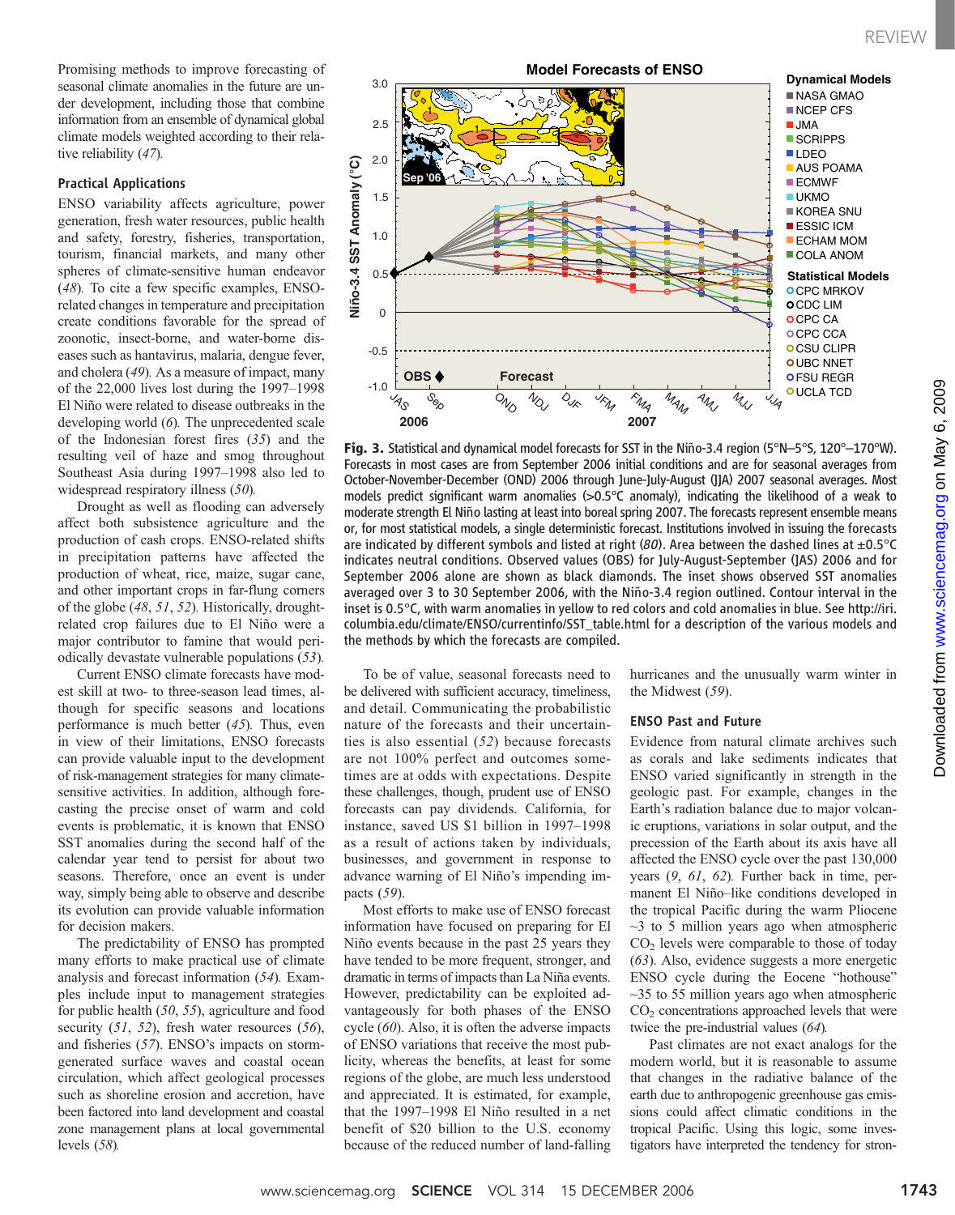Promising methods to improve forecasting of seasonal climate anomalies in the future are under development, including those that combine information from an ensemble of dynamical global climate models weighted according to their relative reliability (*47*).

### Practical Applications

ENSO variability affects agriculture, power generation, fresh water resources, public health and safety, forestry, fisheries, transportation, tourism, financial markets, and many other spheres of climate-sensitive human endeavor (*48*). To cite a few specific examples, ENSO-related changes in temperature and precipitation create conditions favorable for the spread of zoonotic, insect-borne, and water-borne diseases such as hantavirus, malaria, dengue fever, and cholera (*49*). As a measure of impact, many of the 22,000 lives lost during the 1997–1998 El Niño were related to disease outbreaks in the developing world (*6*). The unprecedented scale of the Indonesian forest fires (*35*) and the resulting veil of haze and smog throughout Southeast Asia during 1997–1998 also led to widespread respiratory illness (*50*).

Drought as well as flooding can adversely affect both subsistence agriculture and the production of cash crops. ENSO-related shifts in precipitation patterns have affected the production of wheat, rice, maize, sugar cane, and other important crops in far-flung corners of the globe (*48*, *51*, *52*). Historically, drought-related crop failures due to El Niño were a major contributor to famine that would periodically devastate vulnerable populations (*53*).

Current ENSO climate forecasts have modest skill at two- to three-season lead times, although for specific seasons and locations performance is much better (*45*). Thus, even in view of their limitations, ENSO forecasts can provide valuable input to the development of risk-management strategies for many climate-sensitive activities. In addition, although forecasting the precise onset of warm and cold events is problematic, it is known that ENSO SST anomalies during the second half of the calendar year tend to persist for about two seasons. Therefore, once an event is under way, simply being able to observe and describe its evolution can provide valuable information for decision makers.

The predictability of ENSO has prompted many efforts to make practical use of climate analysis and forecast information (*54*). Examples include input to management strategies for public health (*50*, *55*), agriculture and food security (*51*, *52*), fresh water resources (*56*), and fisheries (*57*). ENSO's impacts on storm-generated surface waves and coastal ocean circulation, which affect geological processes such as shoreline erosion and accretion, have been factored into land development and coastal zone management plans at local governmental levels (*58*).

**Fig. 3.** Statistical and dynamical model forecasts for SST in the Niño-3.4 region (5°N–5°S, 120°–170°W). Forecasts in most cases are from September 2006 initial conditions and are for seasonal averages from October-November-December (OND) 2006 through June-July-August (JJA) 2007 seasonal averages. Most models predict significant warm anomalies (>0.5°C anomaly), indicating the likelihood of a weak to moderate strength El Niño lasting at least into boreal spring 2007. The forecasts represent ensemble means or, for most statistical models, a single deterministic forecast. Institutions involved in issuing the forecasts are indicated by different symbols and listed at right (*80*). Area between the dashed lines at ±0.5°C indicates neutral conditions. Observed values (OBS) for July-August-September (JAS) 2006 and for September 2006 alone are shown as black diamonds. The inset shows observed SST anomalies averaged over 3 to 30 September 2006, with the Niño-3.4 region outlined. Contour interval in the inset is 0.5°C, with warm anomalies in yellow to red colors and cold anomalies in blue. See http://iri.columbia.edu/climate/ENSO/currentinfo/SST_table.html for a description of the various models and the methods by which the forecasts are compiled.

To be of value, seasonal forecasts need to be delivered with sufficient accuracy, timeliness, and detail. Communicating the probabilistic nature of the forecasts and their uncertainties is also essential (*52*) because forecasts are not 100% perfect and outcomes sometimes are at odds with expectations. Despite these challenges, though, prudent use of ENSO forecasts can pay dividends. California, for instance, saved US $1 billion in 1997–1998 as a result of actions taken by individuals, businesses, and government in response to advance warning of El Niño's impending impacts (*59*).

Most efforts to make use of ENSO forecast information have focused on preparing for El Niño events because in the past 25 years they have tended to be more frequent, stronger, and dramatic in terms of impacts than La Niña events. However, predictability can be exploited advantageously for both phases of the ENSO cycle (*60*). Also, it is often the adverse impacts of ENSO variations that receive the most publicity, whereas the benefits, at least for some regions of the globe, are much less understood and appreciated. It is estimated, for example, that the 1997–1998 El Niño resulted in a net benefit of $20 billion to the U.S. economy because of the reduced number of land-falling hurricanes and the unusually warm winter in the Midwest (*59*).

### ENSO Past and Future

Evidence from natural climate archives such as corals and lake sediments indicates that ENSO varied significantly in strength in the geologic past. For example, changes in the Earth's radiation balance due to major volcanic eruptions, variations in solar output, and the precession of the Earth about its axis have all affected the ENSO cycle over the past 130,000 years (*9*, *61*, *62*). Further back in time, permanent El Niño–like conditions developed in the tropical Pacific during the warm Pliocene ~3 to 5 million years ago when atmospheric $CO_2$ levels were comparable to those of today (*63*). Also, evidence suggests a more energetic ENSO cycle during the Eocene "hothouse" ~35 to 55 million years ago when atmospheric $CO_2$ concentrations approached levels that were twice the pre-industrial values (*64*).

Past climates are not exact analogs for the modern world, but it is reasonable to assume that changes in the radiative balance of the earth due to anthropogenic greenhouse gas emissions could affect climatic conditions in the tropical Pacific. Using this logic, some investigators have interpreted the tendency for stron-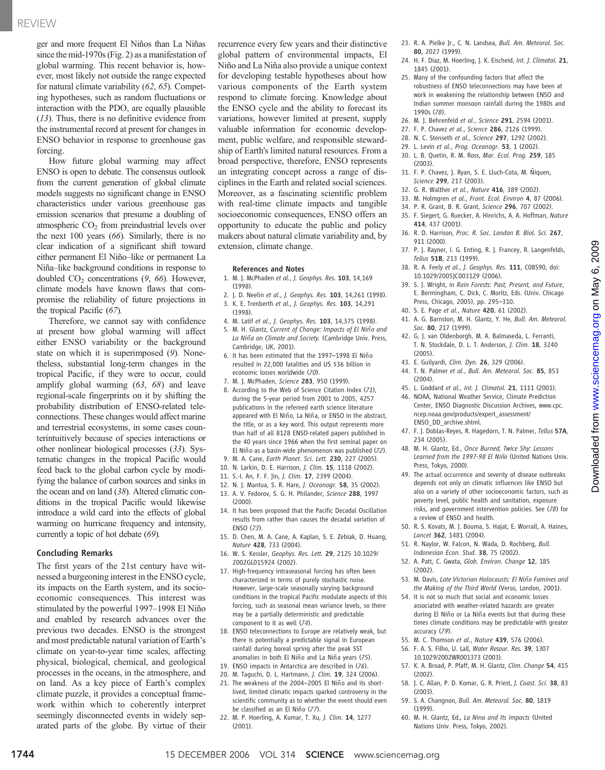ger and more frequent El Niños than La Niñas since the mid-1970s (Fig. 2) as a manifestation of global warming. This recent behavior is, however, most likely not outside the range expected for natural climate variability (*62*, *65*). Competing hypotheses, such as random fluctuations or interaction with the PDO, are equally plausible (*13*). Thus, there is no definitive evidence from the instrumental record at present for changes in ENSO behavior in response to greenhouse gas forcing.

How future global warming may affect ENSO is open to debate. The consensus outlook from the current generation of global climate models suggests no significant change in ENSO characteristics under various greenhouse gas emission scenarios that presume a doubling of atmospheric $CO_2$ from preindustrial levels over the next 100 years (*66*). Similarly, there is no clear indication of a significant shift toward either permanent El Niño–like or permanent La Niña–like background conditions in response to doubled $CO_2$ concentrations (*9*, *66*). However, climate models have known flaws that compromise the reliability of future projections in the tropical Pacific (*67*).

Therefore, we cannot say with confidence at present how global warming will affect either ENSO variability or the background state on which it is superimposed (*9*). Nonetheless, substantial long-term changes in the tropical Pacific, if they were to occur, could amplify global warming (*63*, *68*) and leave regional-scale fingerprints on it by shifting the probability distribution of ENSO-related teleconnections. These changes would affect marine and terrestrial ecosystems, in some cases counterintuitively because of species interactions or other nonlinear biological processes (*33*). Systematic changes in the tropical Pacific would feed back to the global carbon cycle by modifying the balance of carbon sources and sinks in the ocean and on land (*38*). Altered climatic conditions in the tropical Pacific would likewise introduce a wild card into the effects of global warming on hurricane frequency and intensity, currently a topic of hot debate (*69*).

### Concluding Remarks

The first years of the 21st century have witnessed a burgeoning interest in the ENSO cycle, its impacts on the Earth system, and its socioeconomic consequences. This interest was stimulated by the powerful 1997–1998 El Niño and enabled by research advances over the previous two decades. ENSO is the strongest and most predictable natural variation of Earth's climate on year-to-year time scales, affecting physical, biological, chemical, and geological processes in the oceans, in the atmosphere, and on land. As a key piece of Earth's complex climate puzzle, it provides a conceptual framework within which to coherently interpret seemingly disconnected events in widely separated parts of the globe. By virtue of their recurrence every few years and their distinctive global pattern of environmental impacts, El Niño and La Niña also provide a unique context for developing testable hypotheses about how various components of the Earth system respond to climate forcing. Knowledge about the ENSO cycle and the ability to forecast its variations, however limited at present, supply valuable information for economic development, public welfare, and responsible stewardship of Earth's limited natural resources. From a broad perspective, therefore, ENSO represents an integrating concept across a range of disciplines in the Earth and related social sciences. Moreover, as a fascinating scientific problem with real-time climate impacts and tangible socioeconomic consequences, ENSO offers an opportunity to educate the public and policy makers about natural climate variability and, by extension, climate change.

#### References and Notes

1. M. J. McPhaden *et al.*, *J. Geophys. Res.* **103**, 14,169 (1998).
2. J. D. Neelin *et al.*, *J. Geophys. Res.* **103**, 14,261 (1998).
3. K. E. Trenberth *et al.*, *J. Geophys. Res.* **103**, 14,291 (1998).
4. M. Latif *et al.*, *J. Geophys. Res.* **103**, 14,375 (1998).
5. M. H. Glantz, *Current of Change: Impacts of El Niño and La Niña on Climate and Society.* (Cambridge Univ. Press, Cambridge, UK, 2001).
6. It has been estimated that the 1997–1998 El Niño resulted in 22,000 fatalities and US $36 billion in economic losses worldwide (*70*).
7. M. J. McPhaden, *Science* **283**, 950 (1999).
8. According to the Web of Science Citation Index (*71*), during the 5-year period from 2001 to 2005, 4257 publications in the refereed earth science literature appeared with El Niño, La Niña, or ENSO in the abstract, the title, or as a key word. This output represents more than half of all 8128 ENSO-related papers published in the 40 years since 1966 when the first seminal paper on El Niño as a basin-wide phenomenon was published (*72*).
9. M. A. Cane, *Earth Planet. Sci. Lett.* **230**, 227 (2005).
10. N. Larkin, D. E. Harrison, *J. Clim.* **15**, 1118 (2002).
11. S.-I. An, F. F. Jin, *J. Clim.* **17**, 2399 (2004).
12. N. J. Mantua, S. R. Hare, *J. Oceanogr.* **58**, 35 (2002).
13. A. V. Fedorov, S. G. H. Philander, *Science* **288**, 1997 (2000).
14. It has been proposed that the Pacific Decadal Oscillation results from rather than causes the decadal variation of ENSO (*73*).
15. D. Chen, M. A. Cane, A. Kaplan, S. E. Zebiak, D. Huang, *Nature* **428**, 733 (2004).
16. W. S. Kessler, *Geophys. Res. Lett.* **29**, 2125 10.1029/2002GL015924 (2002).
17. High-frequency intraseasonal forcing has often been characterized in terms of purely stochastic noise. However, large-scale seasonally varying background conditions in the tropical Pacific modulate aspects of this forcing, such as seasonal mean variance levels, so there may be a partially deterministic and predictable component to it as well (*74*).
18. ENSO teleconnections to Europe are relatively weak, but there is potentially a predictable signal in European rainfall during boreal spring after the peak SST anomalies in both El Niño and La Niña years (*75*).
19. ENSO impacts in Antarctica are described in (*76*).
20. M. Taguchi, D. L. Hartmann, *J. Clim.* **19**, 324 (2006).
21. The weakness of the 2004–2005 El Niño and its short-lived, limited climatic impacts sparked controversy in the scientific community as to whether the event should even be classified as an El Niño (*77*).
22. M. P. Hoerling, A. Kumar, T. Xu, *J. Clim.* **14**, 1277 (2001).
23. R. A. Pielke Jr., C. N. Landsea, *Bull. Am. Meteorol. Soc.* **80**, 2027 (1999).
24. H. F. Diaz, M. Hoerling, J. K. Eischeid, *Int. J. Climatol.* **21**, 1845 (2001).
25. Many of the confounding factors that affect the robustness of ENSO teleconnections may have been at work in weakening the relationship between ENSO and Indian summer monsoon rainfall during the 1980s and 1990s (*78*).
26. M. J. Behrenfeld *et al.*, *Science* **291**, 2594 (2001).
27. F. P. Chavez *et al.*, *Science* **286**, 2126 (1999).
28. N. C. Stenseth *et al.*, *Science* **297**, 1292 (2002).
29. L. Levin *et al.*, *Prog. Oceanogr.* **53**, 1 (2002).
30. L. B. Quetin, R. M. Ross, *Mar. Ecol. Prog.* **259**, 185 (2003).
31. F. P. Chavez, J. Ryan, S. E. Lluch-Cota, M. Ñiquen, *Science* **299**, 217 (2003).
32. G. R. Walther *et al.*, *Nature* **416**, 389 (2002).
33. M. Holmgren *et al.*, *Front. Ecol. Environ* **4**, 87 (2006).
34. P. R. Grant, B. R. Grant, *Science* **296**, 707 (2002).
35. F. Siegert, G. Ruecker, A. Hinrichs, A. A. Hoffman, *Nature* **414**, 437 (2001).
36. R. D. Harrison, *Proc. R. Soc. London B. Biol. Sci.* **267**, 911 (2000).
37. P. J. Rayner, I. G. Enting, R. J. Francey, R. Langenfelds, *Tellus* **51B**, 213 (1999).
38. R. A. Feely *et al.*, *J. Geophys. Res.* **111**, C08S90, doi: 10.1029/2005JC003129 (2006).
39. S. J. Wright, in *Rain Forests: Past, Present, and Future*, E. Bermingham, C. Dick, C. Moritz, Eds. (Univ. Chicago Press, Chicago, 2005), pp. 295–310.
40. S. E. Page *et al.*, *Nature* **420**, 61 (2002).
41. A. G. Barnston, M. H. Glantz, Y. He, *Bull. Am. Meteorol. Soc.* **80**, 217 (1999).
42. G. J. van Oldenborgh, M. A. Balmaseda, L. Ferranti, T. N. Stockdale, D. L. T. Anderson, *J. Clim.* **18**, 3240 (2005).
43. E. Guilyardi, *Clim. Dyn.* **26**, 329 (2006).
44. T. N. Palmer *et al.*, *Bull. Am. Meteorol. Soc.* **85**, 853 (2004).
45. L. Goddard *et al.*, *Int. J. Climatol.* **21**, 1111 (2001).
46. NOAA, National Weather Service, Climate Prediction Center, ENSO Diagnostic Discussion Archives, www.cpc.ncep.noaa.gov/products/expert_assessment/ENSO_DD_archive.shtml.
47. F. J. Doblas-Reyes, R. Hagedorn, T. N. Palmer, *Tellus* **57A**, 234 (2005).
48. M. H. Glantz, Ed., *Once Burned, Twice Shy: Lessons Learned from the 1997-98 El Niño* (United Nations Univ. Press, Tokyo, 2000).
49. The actual occurrence and severity of disease outbreaks depends not only on climatic influences like ENSO but also on a variety of other socioeconomic factors, such as poverty level, public health and sanitation, exposure risks, and government intervention policies. See (*78*) for a review of ENSO and health.
50. R. S. Kovats, M. J. Bouma, S. Hajat, E. Worrall, A. Haines, *Lancet* **362**, 1481 (2004).
51. R. Naylor, W. Falcon, N. Wada, D. Rochberg, *Bull. Indonesian Econ. Stud.* **38**, 75 (2002).
52. A. Patt, C. Gwata, *Glob. Environ. Change* **12**, 185 (2002).
53. M. Davis, *Late Victorian Holocausts: El Niño Famines and the Making of the Third World* (Verso, London, 2001).
54. It is not so much that social and economic losses associated with weather-related hazards are greater during El Niño or La Niña events but that during these times climate conditions may be predictable with greater accuracy (*79*).
55. M. C. Thomson *et al.*, *Nature* **439**, 576 (2006).
56. F. A. S. Filho, U. Lall, *Water Resour. Res.* **39**, 1307 10.1029/2002WR001373 (2003).
57. K. A. Broad, P. Pfaff, M. H. Glantz, *Clim. Change* **54**, 415 (2002).
58. J. C. Allan, P. D. Komar, G. R. Priest, *J. Coast. Sci.* **38**, 83 (2003).
59. S. A. Changnon, *Bull. Am. Meteorol. Soc.* **80**, 1819 (1999).
60. M. H. Glantz, Ed., *La Nina and Its Impacts* (United Nations Univ. Press, Tokyo, 2002).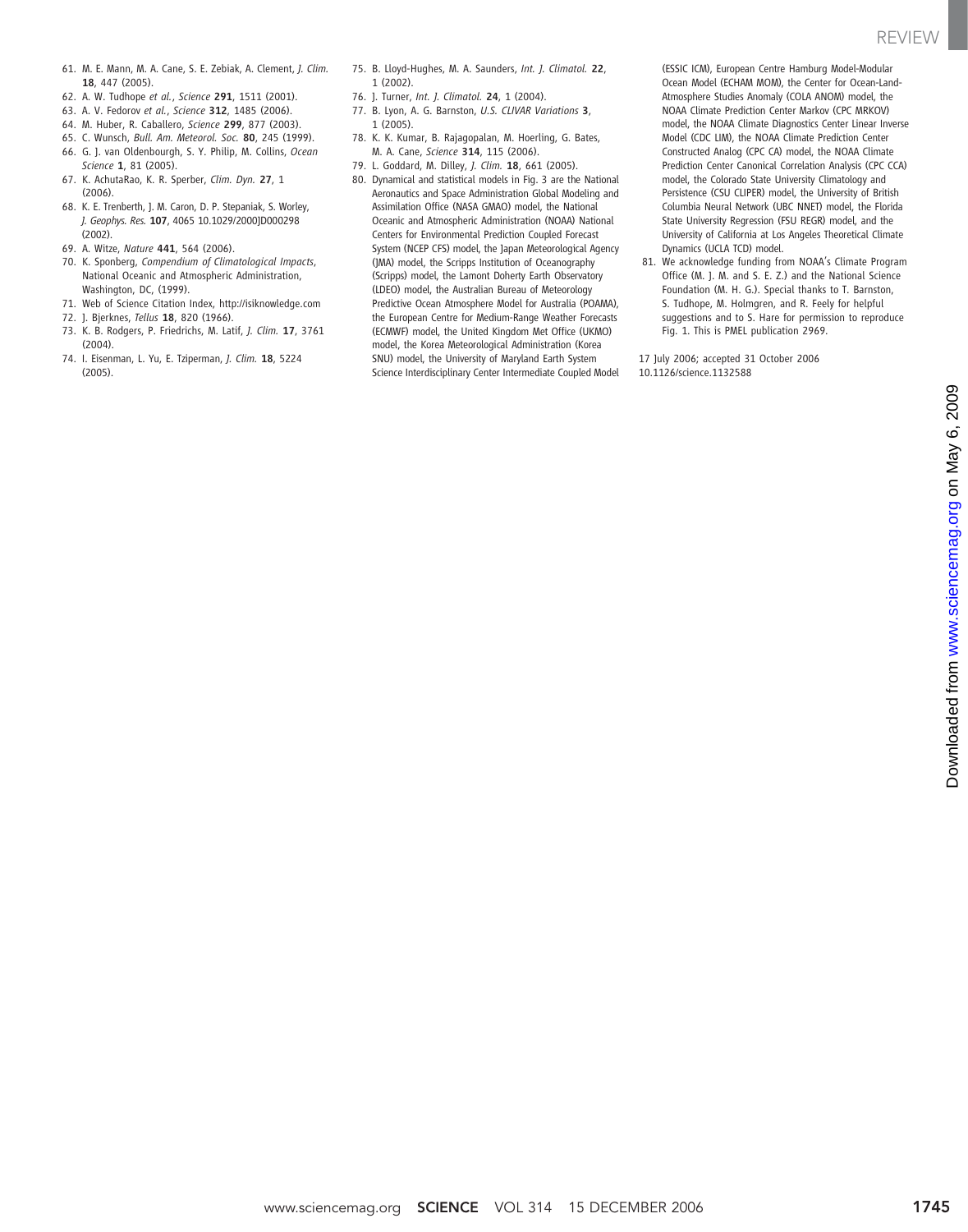61. M. E. Mann, M. A. Cane, S. E. Zebiak, A. Clement, *J. Clim.* **18**, 447 (2005).
62. A. W. Tudhope *et al.*, *Science* **291**, 1511 (2001).
63. A. V. Fedorov *et al.*, *Science* **312**, 1485 (2006).
64. M. Huber, R. Caballero, *Science* **299**, 877 (2003).
65. C. Wunsch, *Bull. Am. Meteorol. Soc.* **80**, 245 (1999).
66. G. J. van Oldenbourgh, S. Y. Philip, M. Collins, *Ocean Science* **1**, 81 (2005).
67. K. AchutaRao, K. R. Sperber, *Clim. Dyn.* **27**, 1 (2006).
68. K. E. Trenberth, J. M. Caron, D. P. Stepaniak, S. Worley, *J. Geophys. Res.* **107**, 4065 10.1029/2000JD000298 (2002).
69. A. Witze, *Nature* **441**, 564 (2006).
70. K. Sponberg, *Compendium of Climatological Impacts*, National Oceanic and Atmospheric Administration, Washington, DC, (1999).
71. Web of Science Citation Index, http://isiknowledge.com
72. J. Bjerknes, *Tellus* **18**, 820 (1966).
73. K. B. Rodgers, P. Friedrichs, M. Latif, *J. Clim.* **17**, 3761 (2004).
74. I. Eisenman, L. Yu, E. Tziperman, *J. Clim.* **18**, 5224 (2005).
75. B. Lloyd-Hughes, M. A. Saunders, *Int. J. Climatol.* **22**, 1 (2002).
76. J. Turner, *Int. J. Climatol.* **24**, 1 (2004).
77. B. Lyon, A. G. Barnston, *U.S. CLIVAR Variations* **3**, 1 (2005).
78. K. K. Kumar, B. Rajagopalan, M. Hoerling, G. Bates, M. A. Cane, *Science* **314**, 115 (2006).
79. L. Goddard, M. Dilley, *J. Clim.* **18**, 661 (2005).
80. Dynamical and statistical models in Fig. 3 are the National Aeronautics and Space Administration Global Modeling and Assimilation Office (NASA GMAO) model, the National Oceanic and Atmospheric Administration (NOAA) National Centers for Environmental Prediction Coupled Forecast System (NCEP CFS) model, the Japan Meteorological Agency (JMA) model, the Scripps Institution of Oceanography (Scripps) model, the Lamont Doherty Earth Observatory (LDEO) model, the Australian Bureau of Meteorology Predictive Ocean Atmosphere Model for Australia (POAMA), the European Centre for Medium-Range Weather Forecasts (ECMWF) model, the United Kingdom Met Office (UKMO) model, the Korea Meteorological Administration (Korea SNU) model, the University of Maryland Earth System Science Interdisciplinary Center Intermediate Coupled Model (ESSIC ICM), European Centre Hamburg Model-Modular Ocean Model (ECHAM MOM), the Center for Ocean-Land-Atmosphere Studies Anomaly (COLA ANOM) model, the NOAA Climate Prediction Center Markov (CPC MRKOV) model, the NOAA Climate Diagnostics Center Linear Inverse Model (CDC LIM), the NOAA Climate Prediction Center Constructed Analog (CPC CA) model, the NOAA Climate Prediction Center Canonical Correlation Analysis (CPC CCA) model, the Colorado State University Climatology and Persistence (CSU CLIPER) model, the University of British Columbia Neural Network (UBC NNET) model, the Florida State University Regression (FSU REGR) model, and the University of California at Los Angeles Theoretical Climate Dynamics (UCLA TCD) model.
81. We acknowledge funding from NOAA's Climate Program Office (M. J. M. and S. E. Z.) and the National Science Foundation (M. H. G.). Special thanks to T. Barnston, S. Tudhope, M. Holmgren, and R. Feely for helpful suggestions and to S. Hare for permission to reproduce Fig. 1. This is PMEL publication 2969.

17 July 2006; accepted 31 October 2006
10.1126/science.1132588